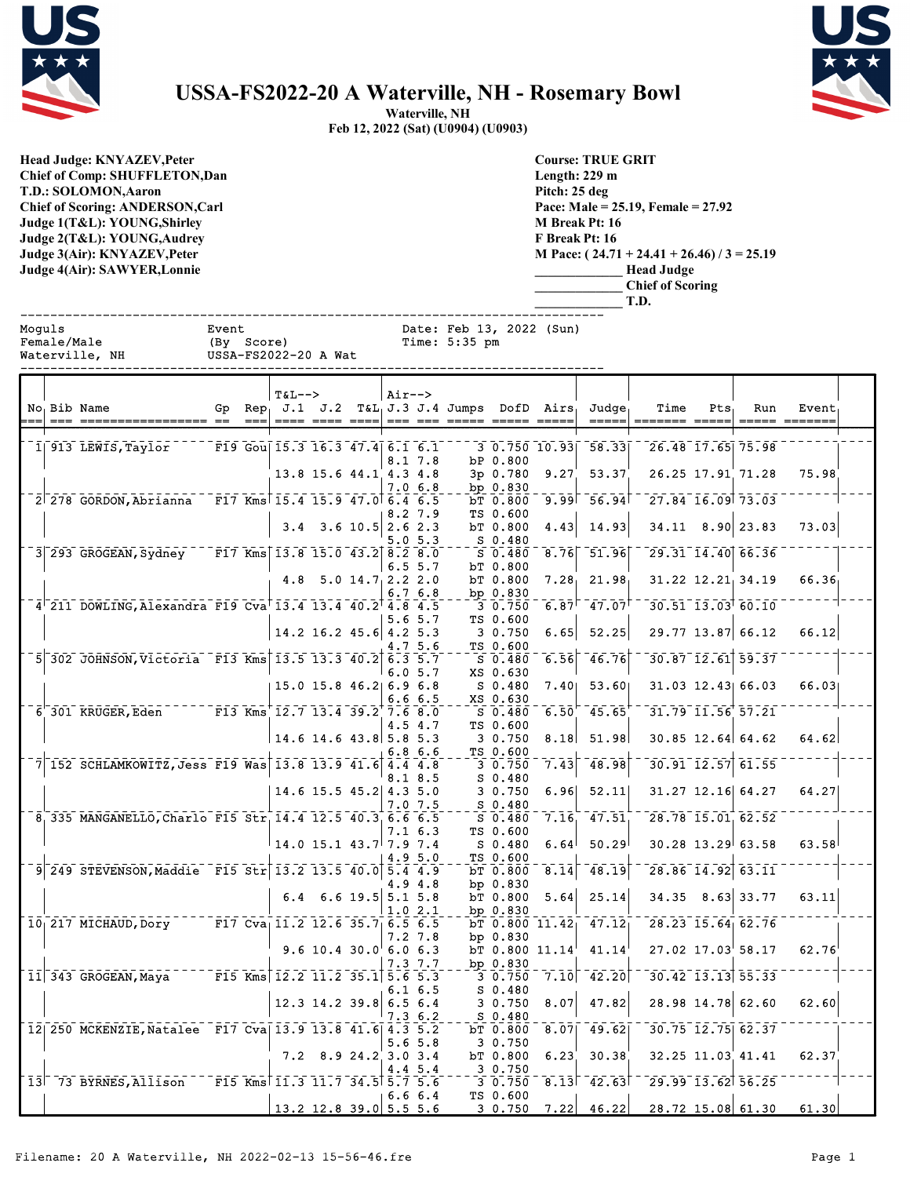# USSA-FS2022-20 A Waterville, NH - Rosemary Bowl

**Waterville, NH**
**Feb 12, 2022 (Sat) (U0904) (U0903)**

**Head Judge: KNYAZEV,Peter**
**Chief of Comp: SHUFFLETON,Dan**
**T.D.: SOLOMON,Aaron**
**Chief of Scoring: ANDERSON,Carl**
**Judge 1(T&L): YOUNG,Shirley**
**Judge 2(T&L): YOUNG,Audrey**
**Judge 3(Air): KNYAZEV,Peter**
**Judge 4(Air): SAWYER,Lonnie**

**Course: TRUE GRIT**
**Length: 229 m**
**Pitch: 25 deg**
**Pace: Male = 25.19, Female = 27.92**
**M Break Pt: 16**
**F Break Pt: 16**
**M Pace: ( 24.71 + 24.41 + 26.46) / 3 = 25.19**
____________ **Head Judge**
____________ **Chief of Scoring**
____________ **T.D.**

```
Moguls                    Event                       Date: Feb 13, 2022 (Sun)
Female/Male               (By  Score)                 Time: 5:35 pm
Waterville, NH            USSA-FS2022-20 A Wat
```

| No | Bib | Name | Gp | Rep | T&L--> J.1 | J.2 | T&L | Air--> J.3 | J.4 | Jumps | DofD | Airs | Judge | Time | Pts | Run | Event |
|---|---|---|---|---|---|---|---|---|---|---|---|---|---|---|---|---|---|
| 1 | 913 | LEWIS,Taylor | F19 | Gou | 15.3 | 16.3 | 47.4 | 6.1 | 6.1 | 3 | 0.750 | 10.93 | 58.33 | 26.48 | 17.65 | 75.98 | |
| | | | | | | | | 8.1 | 7.8 | bP | 0.800 | | | | | | |
| | | | | | 13.8 | 15.6 | 44.1 | 4.3 | 4.8 | 3p | 0.780 | 9.27 | 53.37 | 26.25 | 17.91 | 71.28 | 75.98 |
| | | | | | | | | 7.0 | 6.8 | bp | 0.830 | | | | | | |
| 2 | 278 | GORDON,Abrianna | F17 | Kms | 15.4 | 15.9 | 47.0 | 6.4 | 6.5 | bT | 0.800 | 9.99 | 56.94 | 27.84 | 16.09 | 73.03 | |
| | | | | | | | | 8.2 | 7.9 | TS | 0.600 | | | | | | |
| | | | | | 3.4 | 3.6 | 10.5 | 2.6 | 2.3 | bT | 0.800 | 4.43 | 14.93 | 34.11 | 8.90 | 23.83 | 73.03 |
| | | | | | | | | 5.0 | 5.3 | S | 0.480 | | | | | | |
| 3 | 293 | GROGEAN,Sydney | F17 | Kms | 13.8 | 15.0 | 43.2 | 8.2 | 8.0 | S | 0.480 | 8.76 | 51.96 | 29.31 | 14.40 | 66.36 | |
| | | | | | | | | 6.5 | 5.7 | bT | 0.800 | | | | | | |
| | | | | | 4.8 | 5.0 | 14.7 | 2.2 | 2.0 | bT | 0.800 | 7.28 | 21.98 | 31.22 | 12.21 | 34.19 | 66.36 |
| | | | | | | | | 6.7 | 6.8 | bp | 0.830 | | | | | | |
| 4 | 211 | DOWLING,Alexandra | F19 | Cva | 13.4 | 13.4 | 40.2 | 4.8 | 4.5 | 3 | 0.750 | 6.87 | 47.07 | 30.51 | 13.03 | 60.10 | |
| | | | | | | | | 5.6 | 5.7 | TS | 0.600 | | | | | | |
| | | | | | 14.2 | 16.2 | 45.6 | 4.2 | 5.3 | 3 | 0.750 | 6.65 | 52.25 | 29.77 | 13.87 | 66.12 | 66.12 |
| | | | | | | | | 4.7 | 5.6 | TS | 0.600 | | | | | | |
| 5 | 302 | JOHNSON,Victoria | F13 | Kms | 13.5 | 13.3 | 40.2 | 6.3 | 5.7 | S | 0.480 | 6.56 | 46.76 | 30.87 | 12.61 | 59.37 | |
| | | | | | | | | 6.0 | 5.7 | XS | 0.630 | | | | | | |
| | | | | | 15.0 | 15.8 | 46.2 | 6.9 | 6.8 | S | 0.480 | 7.40 | 53.60 | 31.03 | 12.43 | 66.03 | 66.03 |
| | | | | | | | | 6.6 | 6.5 | XS | 0.630 | | | | | | |
| 6 | 301 | KRUGER,Eden | F13 | Kms | 12.7 | 13.4 | 39.2 | 7.6 | 8.0 | S | 0.480 | 6.50 | 45.65 | 31.79 | 11.56 | 57.21 | |
| | | | | | | | | 4.5 | 4.7 | TS | 0.600 | | | | | | |
| | | | | | 14.6 | 14.6 | 43.8 | 5.8 | 5.3 | 3 | 0.750 | 8.18 | 51.98 | 30.85 | 12.64 | 64.62 | 64.62 |
| | | | | | | | | 6.8 | 6.6 | TS | 0.600 | | | | | | |
| 7 | 152 | SCHLAMKOWITZ,Jess | F19 | Was | 13.8 | 13.9 | 41.6 | 4.4 | 4.8 | 3 | 0.750 | 7.43 | 48.98 | 30.91 | 12.57 | 61.55 | |
| | | | | | | | | 8.1 | 8.5 | S | 0.480 | | | | | | |
| | | | | | 14.6 | 15.5 | 45.2 | 4.3 | 5.0 | 3 | 0.750 | 6.96 | 52.11 | 31.27 | 12.16 | 64.27 | 64.27 |
| | | | | | | | | 7.0 | 7.5 | S | 0.480 | | | | | | |
| 8 | 335 | MANGANELLO,Charlo | F15 | Str | 14.4 | 12.5 | 40.3 | 6.6 | 6.5 | S | 0.480 | 7.16 | 47.51 | 28.78 | 15.01 | 62.52 | |
| | | | | | | | | 7.1 | 6.3 | TS | 0.600 | | | | | | |
| | | | | | 14.0 | 15.1 | 43.7 | 7.9 | 7.4 | S | 0.480 | 6.64 | 50.29 | 30.28 | 13.29 | 63.58 | 63.58 |
| | | | | | | | | 4.9 | 5.0 | TS | 0.600 | | | | | | |
| 9 | 249 | STEVENSON,Maddie | F15 | Str | 13.2 | 13.5 | 40.0 | 5.4 | 4.9 | bT | 0.800 | 8.14 | 48.19 | 28.86 | 14.92 | 63.11 | |
| | | | | | | | | 4.9 | 4.8 | bp | 0.830 | | | | | | |
| | | | | | 6.4 | 6.6 | 19.5 | 5.1 | 5.8 | bT | 0.800 | 5.64 | 25.14 | 34.35 | 8.63 | 33.77 | 63.11 |
| | | | | | | | | 1.0 | 2.1 | bp | 0.830 | | | | | | |
| 10 | 217 | MICHAUD,Dory | F17 | Cva | 11.2 | 12.6 | 35.7 | 6.5 | 6.5 | bT | 0.800 | 11.42 | 47.12 | 28.23 | 15.64 | 62.76 | |
| | | | | | | | | 7.2 | 7.8 | bp | 0.830 | | | | | | |
| | | | | | 9.6 | 10.4 | 30.0 | 6.0 | 6.3 | bT | 0.800 | 11.14 | 41.14 | 27.02 | 17.03 | 58.17 | 62.76 |
| | | | | | | | | 7.3 | 7.7 | bp | 0.830 | | | | | | |
| 11 | 343 | GROGEAN,Maya | F15 | Kms | 12.2 | 11.2 | 35.1 | 5.6 | 5.3 | 3 | 0.750 | 7.10 | 42.20 | 30.42 | 13.13 | 55.33 | |
| | | | | | | | | 6.1 | 6.5 | S | 0.480 | | | | | | |
| | | | | | 12.3 | 14.2 | 39.8 | 6.5 | 6.4 | 3 | 0.750 | 8.07 | 47.82 | 28.98 | 14.78 | 62.60 | 62.60 |
| | | | | | | | | 7.3 | 6.2 | S | 0.480 | | | | | | |
| 12 | 250 | MCKENZIE,Natalee | F17 | Cva | 13.9 | 13.8 | 41.6 | 4.3 | 5.2 | bT | 0.800 | 8.07 | 49.62 | 30.75 | 12.75 | 62.37 | |
| | | | | | | | | 5.6 | 5.8 | 3 | 0.750 | | | | | | |
| | | | | | 7.2 | 8.9 | 24.2 | 3.0 | 3.4 | bT | 0.800 | 6.23 | 30.38 | 32.25 | 11.03 | 41.41 | 62.37 |
| | | | | | | | | 4.4 | 5.4 | 3 | 0.750 | | | | | | |
| 13 | 73 | BYRNES,Allison | F15 | Kms | 11.3 | 11.7 | 34.5 | 5.7 | 5.6 | 3 | 0.750 | 8.13 | 42.63 | 29.99 | 13.62 | 56.25 | |
| | | | | | | | | 6.6 | 6.4 | TS | 0.600 | | | | | | |
| | | | | | 13.2 | 12.8 | 39.0 | 5.5 | 5.6 | 3 | 0.750 | 7.22 | 46.22 | 28.72 | 15.08 | 61.30 | 61.30 |

Filename: 20 A Waterville, NH 2022-02-13 15-56-46.fre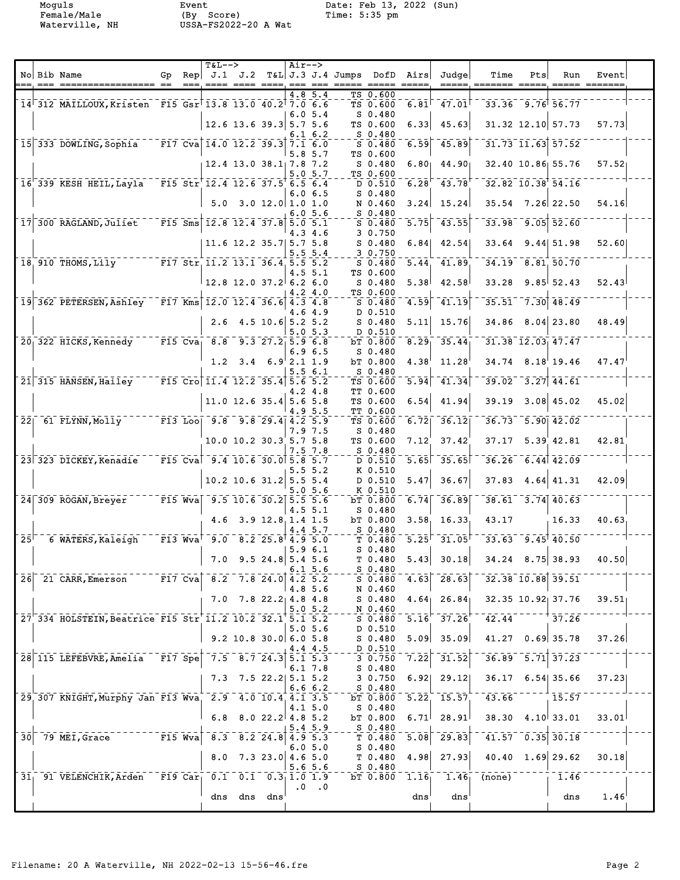| No | Bib | Name | Gp | Rep | J.1 | J.2 | T&L | J.3 | J.4 | Jumps | DofD | Airs | Judge | Time | Pts | Run | Event |
|---|---|---|---|---|---|---|---|---|---|---|---|---|---|---|---|---|---|
| | | | | | | | | 4.8 | 5.4 | TS | 0.600 | | | | | | |
| 14 | 312 | MAILLOUX,Kristen | F15 | Gsr | 13.8 | 13.0 | 40.2 | 7.0 | 6.6 | TS | 0.600 | 6.81 | 47.01 | 33.36 | 9.76 | 56.77 | |
| | | | | | | | | 6.0 | 5.4 | S | 0.480 | | | | | | |
| | | | | | 12.6 | 13.6 | 39.3 | 5.7 | 5.6 | TS | 0.600 | 6.33 | 45.63 | 31.32 | 12.10 | 57.73 | 57.73 |
| | | | | | | | | 6.1 | 6.2 | S | 0.480 | | | | | | |
| 15 | 333 | DOWLING,Sophia | F17 | Cva | 14.0 | 12.2 | 39.3 | 7.1 | 6.0 | S | 0.480 | 6.59 | 45.89 | 31.73 | 11.63 | 57.52 | |
| | | | | | | | | 5.8 | 5.7 | TS | 0.600 | | | | | | |
| | | | | | 12.4 | 13.0 | 38.1 | 7.8 | 7.2 | S | 0.480 | 6.80 | 44.90 | 32.40 | 10.86 | 55.76 | 57.52 |
| | | | | | | | | 5.0 | 5.7 | TS | 0.600 | | | | | | |
| 16 | 339 | KESH HEIL,Layla | F15 | Str | 12.4 | 12.6 | 37.5 | 6.5 | 6.4 | D | 0.510 | 6.28 | 43.78 | 32.82 | 10.38 | 54.16 | |
| | | | | | | | | 6.0 | 6.5 | S | 0.480 | | | | | | |
| | | | | | 5.0 | 3.0 | 12.0 | 1.0 | 1.0 | N | 0.460 | 3.24 | 15.24 | 35.54 | 7.26 | 22.50 | 54.16 |
| | | | | | | | | 6.0 | 5.6 | S | 0.480 | | | | | | |
| 17 | 300 | RAGLAND,Juliet | F15 | Sms | 12.8 | 12.4 | 37.8 | 5.0 | 5.1 | S | 0.480 | 5.75 | 43.55 | 33.98 | 9.05 | 52.60 | |
| | | | | | | | | 4.3 | 4.6 | 3 | 0.750 | | | | | | |
| | | | | | 11.6 | 12.2 | 35.7 | 5.7 | 5.8 | S | 0.480 | 6.84 | 42.54 | 33.64 | 9.44 | 51.98 | 52.60 |
| | | | | | | | | 5.5 | 5.4 | 3 | 0.750 | | | | | | |
| 18 | 910 | THOMS,Lily | F17 | Str | 11.2 | 13.1 | 36.4 | 5.5 | 5.2 | S | 0.480 | 5.44 | 41.89 | 34.19 | 8.81 | 50.70 | |
| | | | | | | | | 4.5 | 5.1 | TS | 0.600 | | | | | | |
| | | | | | 12.8 | 12.0 | 37.2 | 6.2 | 6.0 | S | 0.480 | 5.38 | 42.58 | 33.28 | 9.85 | 52.43 | 52.43 |
| | | | | | | | | 4.2 | 4.0 | TS | 0.600 | | | | | | |
| 19 | 362 | PETERSEN,Ashley | F17 | Kms | 12.0 | 12.4 | 36.6 | 4.3 | 4.8 | S | 0.480 | 4.59 | 41.19 | 35.51 | 7.30 | 48.49 | |
| | | | | | | | | 4.6 | 4.9 | D | 0.510 | | | | | | |
| | | | | | 2.6 | 4.5 | 10.6 | 5.2 | 5.2 | S | 0.480 | 5.11 | 15.76 | 34.86 | 8.04 | 23.80 | 48.49 |
| | | | | | | | | 5.0 | 5.3 | D | 0.510 | | | | | | |
| 20 | 322 | HICKS,Kennedy | F15 | Cva | 8.8 | 9.3 | 27.2 | 5.9 | 6.8 | bT | 0.800 | 8.29 | 35.44 | 31.38 | 12.03 | 47.47 | |
| | | | | | | | | 6.9 | 6.5 | S | 0.480 | | | | | | |
| | | | | | 1.2 | 3.4 | 6.9 | 2.1 | 1.9 | bT | 0.800 | 4.38 | 11.28 | 34.74 | 8.18 | 19.46 | 47.47 |
| | | | | | | | | 5.5 | 6.1 | S | 0.480 | | | | | | |
| 21 | 315 | HANSEN,Hailey | F15 | Cro | 11.4 | 12.2 | 35.4 | 5.6 | 5.2 | TS | 0.600 | 5.94 | 41.34 | 39.02 | 3.27 | 44.61 | |
| | | | | | | | | 4.2 | 4.8 | TT | 0.600 | | | | | | |
| | | | | | 11.0 | 12.6 | 35.4 | 5.6 | 5.8 | TS | 0.600 | 6.54 | 41.94 | 39.19 | 3.08 | 45.02 | 45.02 |
| | | | | | | | | 4.9 | 5.5 | TT | 0.600 | | | | | | |
| 22 | 61 | FLYNN,Molly | F13 | Loo | 9.8 | 9.8 | 29.4 | 4.2 | 5.9 | TS | 0.600 | 6.72 | 36.12 | 36.73 | 5.90 | 42.02 | |
| | | | | | | | | 7.9 | 7.5 | S | 0.480 | | | | | | |
| | | | | | 10.0 | 10.2 | 30.3 | 5.7 | 5.8 | TS | 0.600 | 7.12 | 37.42 | 37.17 | 5.39 | 42.81 | 42.81 |
| | | | | | | | | 7.5 | 7.8 | S | 0.480 | | | | | | |
| 23 | 323 | DICKEY,Kenadie | F15 | Cva | 9.4 | 10.6 | 30.0 | 5.8 | 5.7 | D | 0.510 | 5.65 | 35.65 | 36.26 | 6.44 | 42.09 | |
| | | | | | | | | 5.5 | 5.2 | K | 0.510 | | | | | | |
| | | | | | 10.2 | 10.6 | 31.2 | 5.5 | 5.4 | D | 0.510 | 5.47 | 36.67 | 37.83 | 4.64 | 41.31 | 42.09 |
| | | | | | | | | 5.0 | 5.6 | K | 0.510 | | | | | | |
| 24 | 309 | ROGAN,Breyer | F15 | Wva | 9.5 | 10.6 | 30.2 | 5.5 | 5.6 | bT | 0.800 | 6.74 | 36.89 | 38.61 | 3.74 | 40.63 | |
| | | | | | | | | 4.5 | 5.1 | S | 0.480 | | | | | | |
| | | | | | 4.6 | 3.9 | 12.8 | 1.4 | 1.5 | bT | 0.800 | 3.58 | 16.33 | 43.17 | | 16.33 | 40.63 |
| | | | | | | | | 4.4 | 5.7 | S | 0.480 | | | | | | |
| 25 | 6 | WATERS,Kaleigh | F13 | Wva | 9.0 | 8.2 | 25.8 | 4.9 | 5.0 | T | 0.480 | 5.25 | 31.05 | 33.63 | 9.45 | 40.50 | |
| | | | | | | | | 5.9 | 6.1 | S | 0.480 | | | | | | |
| | | | | | 7.0 | 9.5 | 24.8 | 5.4 | 5.6 | T | 0.480 | 5.43 | 30.18 | 34.24 | 8.75 | 38.93 | 40.50 |
| | | | | | | | | 6.1 | 5.6 | S | 0.480 | | | | | | |
| 26 | 21 | CARR,Emerson | F17 | Cva | 8.2 | 7.8 | 24.0 | 4.2 | 5.2 | S | 0.480 | 4.63 | 28.63 | 32.38 | 10.88 | 39.51 | |
| | | | | | | | | 4.8 | 5.6 | N | 0.460 | | | | | | |
| | | | | | 7.0 | 7.8 | 22.2 | 4.8 | 4.8 | S | 0.480 | 4.64 | 26.84 | 32.35 | 10.92 | 37.76 | 39.51 |
| | | | | | | | | 5.0 | 5.2 | N | 0.460 | | | | | | |
| 27 | 334 | HOLSTEIN,Beatrice | F15 | Str | 11.2 | 10.2 | 32.1 | 5.1 | 5.2 | S | 0.480 | 5.16 | 37.26 | 42.44 | | 37.26 | |
| | | | | | | | | 5.0 | 5.6 | D | 0.510 | | | | | | |
| | | | | | 9.2 | 10.8 | 30.0 | 6.0 | 5.8 | S | 0.480 | 5.09 | 35.09 | 41.27 | 0.69 | 35.78 | 37.26 |
| | | | | | | | | 4.4 | 4.5 | D | 0.510 | | | | | | |
| 28 | 115 | LEFEBVRE,Amelia | F17 | Spe | 7.5 | 8.7 | 24.3 | 5.1 | 5.3 | 3 | 0.750 | 7.22 | 31.52 | 36.89 | 5.71 | 37.23 | |
| | | | | | | | | 6.1 | 7.8 | S | 0.480 | | | | | | |
| | | | | | 7.3 | 7.5 | 22.2 | 5.1 | 5.2 | 3 | 0.750 | 6.92 | 29.12 | 36.17 | 6.54 | 35.66 | 37.23 |
| | | | | | | | | 6.6 | 6.2 | S | 0.480 | | | | | | |
| 29 | 307 | KNIGHT,Murphy Jan | F13 | Wva | 2.9 | 4.0 | 10.4 | 4.1 | 3.5 | bT | 0.800 | 5.22 | 15.57 | 43.66 | | 15.57 | |
| | | | | | | | | 4.1 | 5.0 | S | 0.480 | | | | | | |
| | | | | | 6.8 | 8.0 | 22.2 | 4.8 | 5.2 | bT | 0.800 | 6.71 | 28.91 | 38.30 | 4.10 | 33.01 | 33.01 |
| | | | | | | | | 5.4 | 5.9 | S | 0.480 | | | | | | |
| 30 | 79 | MEI,Grace | F15 | Wva | 8.3 | 8.2 | 24.8 | 4.9 | 5.3 | T | 0.480 | 5.08 | 29.83 | 41.57 | 0.35 | 30.18 | |
| | | | | | | | | 6.0 | 5.0 | S | 0.480 | | | | | | |
| | | | | | 8.0 | 7.3 | 23.0 | 4.6 | 5.0 | T | 0.480 | 4.98 | 27.93 | 40.40 | 1.69 | 29.62 | 30.18 |
| | | | | | | | | 5.6 | 5.6 | S | 0.480 | | | | | | |
| 31 | 91 | VELENCHIK,Arden | F19 | Car | 0.1 | 0.1 | 0.3 | 1.0 | 1.9 | bT | 0.800 | 1.16 | 1.46 | (none) | | 1.46 | |
| | | | | | | | | .0 | .0 | | | | | | | | |
| | | | | | dns | dns | dns | | | | | dns | dns | | | dns | 1.46 |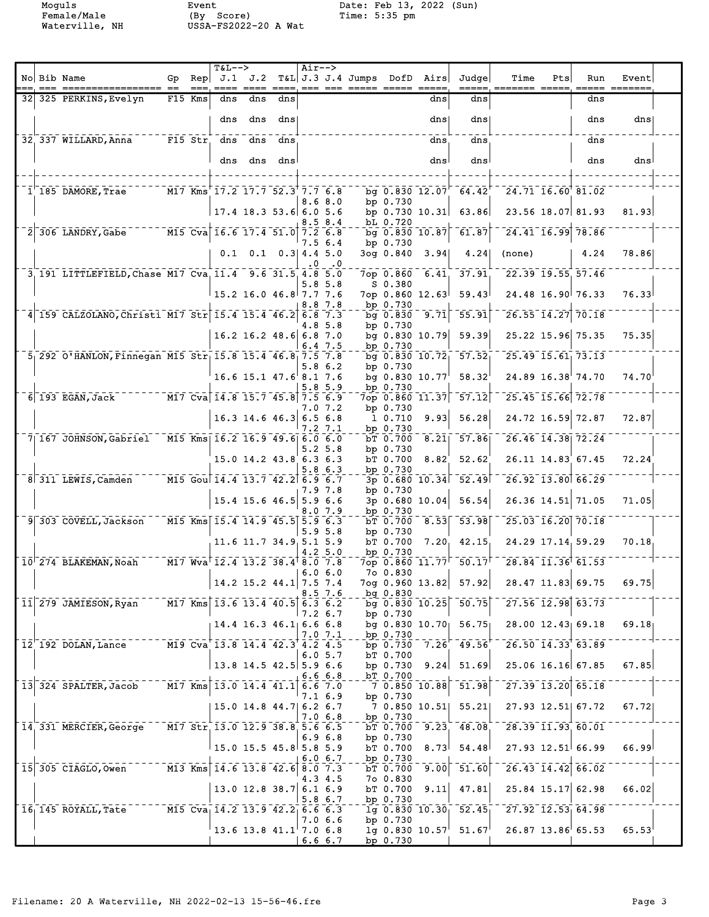Moguls Female/Male Waterville, NH

Event (By Score) USSA-FS2022-20 A Wat

Date: Feb 13, 2022 (Sun) Time: 5:35 pm

| No | Bib | Name | Gp | Rep | T&L--> J.1 | J.2 | T&L | Air--> J.3 | J.4 | Jumps | DofD | Airs | Judge | Time | Pts | Run | Event |
|---|---|---|---|---|---|---|---|---|---|---|---|---|---|---|---|---|---|
| 32 | 325 | PERKINS,Evelyn | F15 | Kms | dns | dns | dns | | | | | dns | dns | | | dns | |
| | | | | | dns | dns | dns | | | | | dns | dns | | | dns | dns |
| 32 | 337 | WILLARD,Anna | F15 | Str | dns | dns | dns | | | | | dns | dns | | | dns | |
| | | | | | dns | dns | dns | | | | | dns | dns | | | dns | dns |
| 1 | 185 | DAMORE,Trae | M17 | Kms | 17.2 | 17.7 | 52.3 | 7.7 | 6.8 | bg | 0.830 | 12.07 | 64.42 | 24.71 | 16.60 | 81.02 | |
| | | | | | | | | 8.6 | 8.0 | bp | 0.730 | | | | | | |
| | | | | | 17.4 | 18.3 | 53.6 | 6.0 | 5.6 | bp | 0.730 | 10.31 | 63.86 | 23.56 | 18.07 | 81.93 | 81.93 |
| | | | | | | | | 8.5 | 8.4 | bL | 0.720 | | | | | | |
| 2 | 306 | LANDRY,Gabe | M15 | Cva | 16.6 | 17.4 | 51.0 | 7.2 | 6.8 | bg | 0.830 | 10.87 | 61.87 | 24.41 | 16.99 | 78.86 | |
| | | | | | | | | 7.5 | 6.4 | bp | 0.730 | | | | | | |
| | | | | | 0.1 | 0.1 | 0.3 | 4.4 | 5.0 | 3og | 0.840 | 3.94 | 4.24 | (none) | | 4.24 | 78.86 |
| | | | | | | | | .0 | .0 | | | | | | | | |
| 3 | 191 | LITTLEFIELD,Chase | M17 | Cva | 11.4 | 9.6 | 31.5 | 4.8 | 5.0 | 7op | 0.860 | 6.41 | 37.91 | 22.39 | 19.55 | 57.46 | |
| | | | | | | | | 5.8 | 5.8 | S | 0.380 | | | | | | |
| | | | | | 15.2 | 16.0 | 46.8 | 7.7 | 7.6 | 7op | 0.860 | 12.63 | 59.43 | 24.48 | 16.90 | 76.33 | 76.33 |
| | | | | | | | | 8.8 | 7.8 | bp | 0.730 | | | | | | |
| 4 | 159 | CALZOLANO,Christi | M17 | Str | 15.4 | 15.4 | 46.2 | 6.8 | 7.3 | bg | 0.830 | 9.71 | 55.91 | 26.55 | 14.27 | 70.18 | |
| | | | | | | | | 4.8 | 5.8 | bp | 0.730 | | | | | | |
| | | | | | 16.2 | 16.2 | 48.6 | 6.8 | 7.0 | bg | 0.830 | 10.79 | 59.39 | 25.22 | 15.96 | 75.35 | 75.35 |
| | | | | | | | | 6.4 | 7.5 | bp | 0.730 | | | | | | |
| 5 | 292 | O'HANLON,Finnegan | M15 | Str | 15.8 | 15.4 | 46.8 | 7.5 | 7.8 | bg | 0.830 | 10.72 | 57.52 | 25.49 | 15.61 | 73.13 | |
| | | | | | | | | 5.8 | 6.2 | bp | 0.730 | | | | | | |
| | | | | | 16.6 | 15.1 | 47.6 | 8.1 | 7.6 | bg | 0.830 | 10.77 | 58.32 | 24.89 | 16.38 | 74.70 | 74.70 |
| | | | | | | | | 5.8 | 5.9 | bp | 0.730 | | | | | | |
| 6 | 193 | EGAN,Jack | M17 | Cva | 14.8 | 15.7 | 45.8 | 7.5 | 6.9 | 7op | 0.860 | 11.37 | 57.12 | 25.45 | 15.66 | 72.78 | |
| | | | | | | | | 7.0 | 7.2 | bp | 0.730 | | | | | | |
| | | | | | 16.3 | 14.6 | 46.3 | 6.5 | 6.8 | l | 0.710 | 9.93 | 56.28 | 24.72 | 16.59 | 72.87 | 72.87 |
| | | | | | | | | 7.2 | 7.1 | bp | 0.730 | | | | | | |
| 7 | 167 | JOHNSON,Gabriel | M15 | Kms | 16.2 | 16.9 | 49.6 | 6.0 | 6.0 | bT | 0.700 | 8.21 | 57.86 | 26.46 | 14.38 | 72.24 | |
| | | | | | | | | 5.2 | 5.8 | bp | 0.730 | | | | | | |
| | | | | | 15.0 | 14.2 | 43.8 | 6.3 | 6.3 | bT | 0.700 | 8.82 | 52.62 | 26.11 | 14.83 | 67.45 | 72.24 |
| | | | | | | | | 5.8 | 6.3 | bp | 0.730 | | | | | | |
| 8 | 311 | LEWIS,Camden | M15 | Gou | 14.4 | 13.7 | 42.2 | 6.9 | 6.7 | 3p | 0.680 | 10.34 | 52.49 | 26.92 | 13.80 | 66.29 | |
| | | | | | | | | 7.9 | 7.8 | bp | 0.730 | | | | | | |
| | | | | | 15.4 | 15.6 | 46.5 | 5.9 | 6.6 | 3p | 0.680 | 10.04 | 56.54 | 26.36 | 14.51 | 71.05 | 71.05 |
| | | | | | | | | 8.0 | 7.9 | bp | 0.730 | | | | | | |
| 9 | 303 | COVELL,Jackson | M15 | Kms | 15.4 | 14.9 | 45.5 | 5.9 | 6.3 | bT | 0.700 | 8.53 | 53.98 | 25.03 | 16.20 | 70.18 | |
| | | | | | | | | 5.9 | 5.8 | bp | 0.730 | | | | | | |
| | | | | | 11.6 | 11.7 | 34.9 | 5.1 | 5.9 | bT | 0.700 | 7.20 | 42.15 | 24.29 | 17.14 | 59.29 | 70.18 |
| | | | | | | | | 4.2 | 5.0 | bp | 0.730 | | | | | | |
| 10 | 274 | BLAKEMAN,Noah | M17 | Wva | 12.4 | 13.2 | 38.4 | 8.0 | 7.8 | 7op | 0.860 | 11.77 | 50.17 | 28.84 | 11.36 | 61.53 | |
| | | | | | | | | 6.0 | 6.0 | 7o | 0.830 | | | | | | |
| | | | | | 14.2 | 15.2 | 44.1 | 7.5 | 7.4 | 7og | 0.960 | 13.82 | 57.92 | 28.47 | 11.83 | 69.75 | 69.75 |
| | | | | | | | | 8.5 | 7.6 | bg | 0.830 | | | | | | |
| 11 | 279 | JAMIESON,Ryan | M17 | Kms | 13.6 | 13.4 | 40.5 | 6.3 | 6.2 | bg | 0.830 | 10.25 | 50.75 | 27.56 | 12.98 | 63.73 | |
| | | | | | | | | 7.2 | 6.7 | bp | 0.730 | | | | | | |
| | | | | | 14.4 | 16.3 | 46.1 | 6.6 | 6.8 | bg | 0.830 | 10.70 | 56.75 | 28.00 | 12.43 | 69.18 | 69.18 |
| | | | | | | | | 7.0 | 7.1 | bp | 0.730 | | | | | | |
| 12 | 192 | DOLAN,Lance | M19 | Cva | 13.8 | 14.4 | 42.3 | 4.2 | 4.5 | bp | 0.730 | 7.26 | 49.56 | 26.50 | 14.33 | 63.89 | |
| | | | | | | | | 6.0 | 5.7 | bT | 0.700 | | | | | | |
| | | | | | 13.8 | 14.5 | 42.5 | 5.9 | 6.6 | bp | 0.730 | 9.24 | 51.69 | 25.06 | 16.16 | 67.85 | 67.85 |
| | | | | | | | | 6.6 | 6.8 | bT | 0.700 | | | | | | |
| 13 | 324 | SPALTER,Jacob | M17 | Kms | 13.0 | 14.4 | 41.1 | 6.6 | 7.0 | 7 | 0.850 | 10.88 | 51.98 | 27.39 | 13.20 | 65.18 | |
| | | | | | | | | 7.1 | 6.9 | bp | 0.730 | | | | | | |
| | | | | | 15.0 | 14.8 | 44.7 | 6.2 | 6.7 | 7 | 0.850 | 10.51 | 55.21 | 27.93 | 12.51 | 67.72 | 67.72 |
| | | | | | | | | 7.0 | 6.8 | bp | 0.730 | | | | | | |
| 14 | 331 | MERCIER,George | M17 | Str | 13.0 | 12.9 | 38.8 | 5.6 | 6.5 | bT | 0.700 | 9.23 | 48.08 | 28.39 | 11.93 | 60.01 | |
| | | | | | | | | 6.9 | 6.8 | bp | 0.730 | | | | | | |
| | | | | | 15.0 | 15.5 | 45.8 | 5.8 | 5.9 | bT | 0.700 | 8.73 | 54.48 | 27.93 | 12.51 | 66.99 | 66.99 |
| | | | | | | | | 6.0 | 6.7 | bp | 0.730 | | | | | | |
| 15 | 305 | CIAGLO,Owen | M13 | Kms | 14.6 | 13.8 | 42.6 | 8.0 | 7.3 | bT | 0.700 | 9.00 | 51.60 | 26.43 | 14.42 | 66.02 | |
| | | | | | | | | 4.3 | 4.5 | 7o | 0.830 | | | | | | |
| | | | | | 13.0 | 12.8 | 38.7 | 6.1 | 6.9 | bT | 0.700 | 9.11 | 47.81 | 25.84 | 15.17 | 62.98 | 66.02 |
| | | | | | | | | 5.8 | 6.7 | bp | 0.730 | | | | | | |
| 16 | 145 | ROYALL,Tate | M15 | Cva | 14.2 | 13.9 | 42.2 | 6.6 | 6.3 | lg | 0.830 | 10.30 | 52.45 | 27.92 | 12.53 | 64.98 | |
| | | | | | | | | 7.0 | 6.6 | bp | 0.730 | | | | | | |
| | | | | | 13.6 | 13.8 | 41.1 | 7.0 | 6.8 | lg | 0.830 | 10.57 | 51.67 | 26.87 | 13.86 | 65.53 | 65.53 |
| | | | | | | | | 6.6 | 6.7 | bp | 0.730 | | | | | | |

Filename: 20 A Waterville, NH 2022-02-13 15-56-46.fre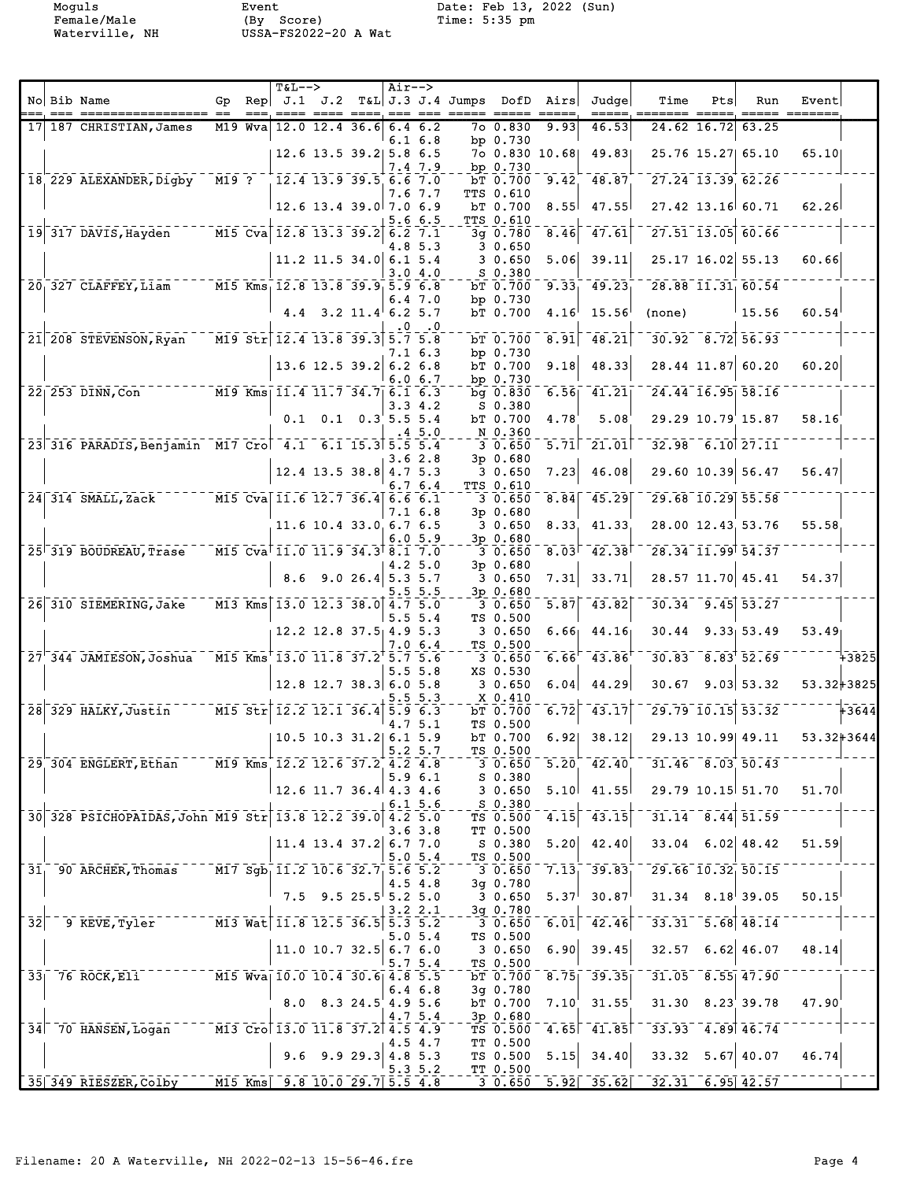Moguls
Female/Male
Waterville, NH

Event
(By Score)
USSA-FS2022-20 A Wat

Date: Feb 13, 2022 (Sun)
Time: 5:35 pm

| No | Bib | Name | Gp | Rep | T&L--> J.1 | J.2 | T&L | Air--> J.3 | J.4 | Jumps | DofD | Airs | Judge | Time | Pts | Run | Event | |
|---|---|---|---|---|---|---|---|---|---|---|---|---|---|---|---|---|---|---|
| 17 | 187 | CHRISTIAN,James | M19 | Wva | 12.0 | 12.4 | 36.6 | 6.4 | 6.2 | 7o | 0.830 | 9.93 | 46.53 | 24.62 | 16.72 | 63.25 | | |
| | | | | | | | | 6.1 | 6.8 | bp | 0.730 | | | | | | | |
| | | | | | 12.6 | 13.5 | 39.2 | 5.8 | 6.5 | 7o | 0.830 | 10.68 | 49.83 | 25.76 | 15.27 | 65.10 | 65.10 | |
| | | | | | | | | 7.4 | 7.9 | bp | 0.730 | | | | | | | |
| 18 | 229 | ALEXANDER,Digby | M19 | ? | 12.4 | 13.9 | 39.5 | 6.6 | 7.0 | bT | 0.700 | 9.42 | 48.87 | 27.24 | 13.39 | 62.26 | | |
| | | | | | | | | 7.6 | 7.7 | TTS | 0.610 | | | | | | | |
| | | | | | 12.6 | 13.4 | 39.0 | 7.0 | 6.9 | bT | 0.700 | 8.55 | 47.55 | 27.42 | 13.16 | 60.71 | 62.26 | |
| | | | | | | | | 5.6 | 6.5 | TTS | 0.610 | | | | | | | |
| 19 | 317 | DAVIS,Hayden | M15 | Cva | 12.8 | 13.3 | 39.2 | 6.2 | 7.1 | 3g | 0.780 | 8.46 | 47.61 | 27.51 | 13.05 | 60.66 | | |
| | | | | | | | | 4.8 | 5.3 | 3 | 0.650 | | | | | | | |
| | | | | | 11.2 | 11.5 | 34.0 | 6.1 | 5.4 | 3 | 0.650 | 5.06 | 39.11 | 25.17 | 16.02 | 55.13 | 60.66 | |
| | | | | | | | | 3.0 | 4.0 | S | 0.380 | | | | | | | |
| 20 | 327 | CLAFFEY,Liam | M15 | Kms | 12.8 | 13.8 | 39.9 | 5.9 | 6.8 | bT | 0.700 | 9.33 | 49.23 | 28.88 | 11.31 | 60.54 | | |
| | | | | | | | | 6.4 | 7.0 | bp | 0.730 | | | | | | | |
| | | | | | 4.4 | 3.2 | 11.4 | 6.2 | 5.7 | bT | 0.700 | 4.16 | 15.56 | (none) | | 15.56 | 60.54 | |
| | | | | | | | | .0 | .0 | | | | | | | | | |
| 21 | 208 | STEVENSON,Ryan | M19 | Str | 12.4 | 13.8 | 39.3 | 5.7 | 5.8 | bT | 0.700 | 8.91 | 48.21 | 30.92 | 8.72 | 56.93 | | |
| | | | | | | | | 7.1 | 6.3 | bp | 0.730 | | | | | | | |
| | | | | | 13.6 | 12.5 | 39.2 | 6.2 | 6.8 | bT | 0.700 | 9.18 | 48.33 | 28.44 | 11.87 | 60.20 | 60.20 | |
| | | | | | | | | 6.0 | 6.7 | bp | 0.730 | | | | | | | |
| 22 | 253 | DINN,Con | M19 | Kms | 11.4 | 11.7 | 34.7 | 6.1 | 6.3 | bg | 0.830 | 6.56 | 41.21 | 24.44 | 16.95 | 58.16 | | |
| | | | | | | | | 3.3 | 4.2 | S | 0.380 | | | | | | | |
| | | | | | 0.1 | 0.1 | 0.3 | 5.5 | 5.4 | bT | 0.700 | 4.78 | 5.08 | 29.29 | 10.79 | 15.87 | 58.16 | |
| | | | | | | | | .4 | 5.0 | N | 0.360 | | | | | | | |
| 23 | 316 | PARADIS,Benjamin | M17 | Cro | 4.1 | 6.1 | 15.3 | 5.5 | 5.4 | 3 | 0.650 | 5.71 | 21.01 | 32.98 | 6.10 | 27.11 | | |
| | | | | | | | | 3.6 | 2.8 | 3p | 0.680 | | | | | | | |
| | | | | | 12.4 | 13.5 | 38.8 | 4.7 | 5.3 | 3 | 0.650 | 7.23 | 46.08 | 29.60 | 10.39 | 56.47 | 56.47 | |
| | | | | | | | | 6.7 | 6.4 | TTS | 0.610 | | | | | | | |
| 24 | 314 | SMALL,Zack | M15 | Cva | 11.6 | 12.7 | 36.4 | 6.6 | 6.1 | 3 | 0.650 | 8.84 | 45.29 | 29.68 | 10.29 | 55.58 | | |
| | | | | | | | | 7.1 | 6.8 | 3p | 0.680 | | | | | | | |
| | | | | | 11.6 | 10.4 | 33.0 | 6.7 | 6.5 | 3 | 0.650 | 8.33 | 41.33 | 28.00 | 12.43 | 53.76 | 55.58 | |
| | | | | | | | | 6.0 | 5.9 | 3p | 0.680 | | | | | | | |
| 25 | 319 | BOUDREAU,Trase | M15 | Cva | 11.0 | 11.9 | 34.3 | 8.1 | 7.0 | 3 | 0.650 | 8.03 | 42.38 | 28.34 | 11.99 | 54.37 | | |
| | | | | | | | | 4.2 | 5.0 | 3p | 0.680 | | | | | | | |
| | | | | | 8.6 | 9.0 | 26.4 | 5.3 | 5.7 | 3 | 0.650 | 7.31 | 33.71 | 28.57 | 11.70 | 45.41 | 54.37 | |
| | | | | | | | | 5.5 | 5.5 | 3p | 0.680 | | | | | | | |
| 26 | 310 | SIEMERING,Jake | M13 | Kms | 13.0 | 12.3 | 38.0 | 4.7 | 5.0 | 3 | 0.650 | 5.87 | 43.82 | 30.34 | 9.45 | 53.27 | | |
| | | | | | | | | 5.5 | 5.4 | TS | 0.500 | | | | | | | |
| | | | | | 12.2 | 12.8 | 37.5 | 4.9 | 5.3 | 3 | 0.650 | 6.66 | 44.16 | 30.44 | 9.33 | 53.49 | 53.49 | |
| | | | | | | | | 7.0 | 6.4 | TS | 0.500 | | | | | | | |
| 27 | 344 | JAMIESON,Joshua | M15 | Kms | 13.0 | 11.8 | 37.2 | 5.7 | 5.6 | 3 | 0.650 | 6.66 | 43.86 | 30.83 | 8.83 | 52.69 | | +3825 |
| | | | | | | | | 5.5 | 5.8 | XS | 0.530 | | | | | | | |
| | | | | | 12.8 | 12.7 | 38.3 | 6.0 | 5.8 | 3 | 0.650 | 6.04 | 44.29 | 30.67 | 9.03 | 53.32 | 53.32 | +3825 |
| | | | | | | | | 5.5 | 5.3 | X | 0.410 | | | | | | | |
| 28 | 329 | HALKY,Justin | M15 | Str | 12.2 | 12.1 | 36.4 | 5.9 | 6.3 | bT | 0.700 | 6.72 | 43.17 | 29.79 | 10.15 | 53.32 | | +3644 |
| | | | | | | | | 4.7 | 5.1 | TS | 0.500 | | | | | | | |
| | | | | | 10.5 | 10.3 | 31.2 | 6.1 | 5.9 | bT | 0.700 | 6.92 | 38.12 | 29.13 | 10.99 | 49.11 | 53.32 | +3644 |
| | | | | | | | | 5.2 | 5.7 | TS | 0.500 | | | | | | | |
| 29 | 304 | ENGLERT,Ethan | M19 | Kms | 12.2 | 12.6 | 37.2 | 4.2 | 4.8 | 3 | 0.650 | 5.20 | 42.40 | 31.46 | 8.03 | 50.43 | | |
| | | | | | | | | 5.9 | 6.1 | S | 0.380 | | | | | | | |
| | | | | | 12.6 | 11.7 | 36.4 | 4.3 | 4.6 | 3 | 0.650 | 5.10 | 41.55 | 29.79 | 10.15 | 51.70 | 51.70 | |
| | | | | | | | | 6.1 | 5.6 | S | 0.380 | | | | | | | |
| 30 | 328 | PSICHOPAIDAS,John | M19 | Str | 13.8 | 12.2 | 39.0 | 4.2 | 5.0 | TS | 0.500 | 4.15 | 43.15 | 31.14 | 8.44 | 51.59 | | |
| | | | | | | | | 3.6 | 3.8 | TT | 0.500 | | | | | | | |
| | | | | | 11.4 | 13.4 | 37.2 | 6.7 | 7.0 | S | 0.380 | 5.20 | 42.40 | 33.04 | 6.02 | 48.42 | 51.59 | |
| | | | | | | | | 5.0 | 5.4 | TS | 0.500 | | | | | | | |
| 31 | 90 | ARCHER,Thomas | M17 | Sgb | 11.2 | 10.6 | 32.7 | 5.6 | 5.2 | 3 | 0.650 | 7.13 | 39.83 | 29.66 | 10.32 | 50.15 | | |
| | | | | | | | | 4.5 | 4.8 | 3g | 0.780 | | | | | | | |
| | | | | | 7.5 | 9.5 | 25.5 | 5.2 | 5.0 | 3 | 0.650 | 5.37 | 30.87 | 31.34 | 8.18 | 39.05 | 50.15 | |
| | | | | | | | | 3.2 | 2.1 | 3g | 0.780 | | | | | | | |
| 32 | 9 | KEVE,Tyler | M13 | Wat | 11.8 | 12.5 | 36.5 | 5.3 | 5.2 | 3 | 0.650 | 6.01 | 42.46 | 33.31 | 5.68 | 48.14 | | |
| | | | | | | | | 5.0 | 5.4 | TS | 0.500 | | | | | | | |
| | | | | | 11.0 | 10.7 | 32.5 | 6.7 | 6.0 | 3 | 0.650 | 6.90 | 39.45 | 32.57 | 6.62 | 46.07 | 48.14 | |
| | | | | | | | | 5.7 | 5.4 | TS | 0.500 | | | | | | | |
| 33 | 76 | ROCK,Eli | M15 | Wva | 10.0 | 10.4 | 30.6 | 4.8 | 5.5 | bT | 0.700 | 8.75 | 39.35 | 31.05 | 8.55 | 47.90 | | |
| | | | | | | | | 6.4 | 6.8 | 3g | 0.780 | | | | | | | |
| | | | | | 8.0 | 8.3 | 24.5 | 4.9 | 5.6 | bT | 0.700 | 7.10 | 31.55 | 31.30 | 8.23 | 39.78 | 47.90 | |
| | | | | | | | | 4.7 | 5.4 | 3p | 0.680 | | | | | | | |
| 34 | 70 | HANSEN,Logan | M13 | Cro | 13.0 | 11.8 | 37.2 | 4.5 | 4.9 | TS | 0.500 | 4.65 | 41.85 | 33.93 | 4.89 | 46.74 | | |
| | | | | | | | | 4.5 | 4.7 | TT | 0.500 | | | | | | | |
| | | | | | 9.6 | 9.9 | 29.3 | 4.8 | 5.3 | TS | 0.500 | 5.15 | 34.40 | 33.32 | 5.67 | 40.07 | 46.74 | |
| | | | | | | | | 5.3 | 5.2 | TT | 0.500 | | | | | | | |
| 35 | 349 | RIESZER,Colby | M15 | Kms | 9.8 | 10.0 | 29.7 | 5.5 | 4.8 | 3 | 0.650 | 5.92 | 35.62 | 32.31 | 6.95 | 42.57 | | |

Filename: 20 A Waterville, NH 2022-02-13 15-56-46.fre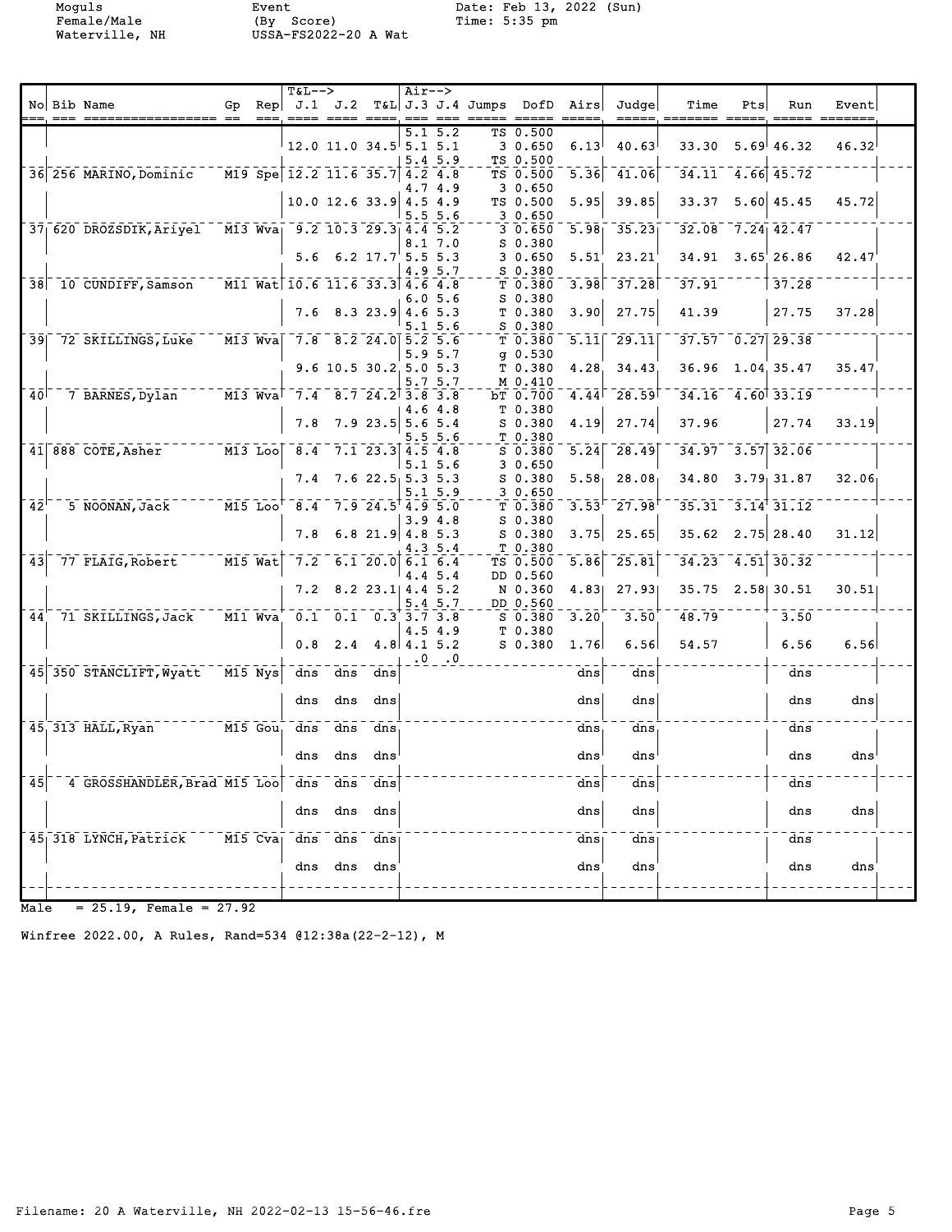Moguls
Female/Male
Waterville, NH

Event
(By Score)
USSA-FS2022-20 A Wat

Date: Feb 13, 2022 (Sun)
Time: 5:35 pm

| No | Bib | Name | Gp | Rep | T&L--> J.1 | J.2 | T&L | Air--> J.3 | J.4 | Jumps | DofD | Airs | Judge | Time | Pts | Run | Event |
|---|---|---|---|---|---|---|---|---|---|---|---|---|---|---|---|---|---|
| | | | | | | | | 5.1 | 5.2 | TS | 0.500 | | | | | | |
| | | | | | 12.0 | 11.0 | 34.5 | 5.1 | 5.1 | 3 | 0.650 | 6.13 | 40.63 | 33.30 | 5.69 | 46.32 | 46.32 |
| | | | | | | | | 5.4 | 5.9 | TS | 0.500 | | | | | | |
| 36 | 256 | MARINO, Dominic | M19 | Spe | 12.2 | 11.6 | 35.7 | 4.2 | 4.8 | TS | 0.500 | 5.36 | 41.06 | 34.11 | 4.66 | 45.72 | |
| | | | | | | | | 4.7 | 4.9 | 3 | 0.650 | | | | | | |
| | | | | | 10.0 | 12.6 | 33.9 | 4.5 | 4.9 | TS | 0.500 | 5.95 | 39.85 | 33.37 | 5.60 | 45.45 | 45.72 |
| | | | | | | | | 5.5 | 5.6 | 3 | 0.650 | | | | | | |
| 37 | 620 | DROZSDIK, Ariyel | M13 | Wva | 9.2 | 10.3 | 29.3 | 4.4 | 5.2 | 3 | 0.650 | 5.98 | 35.23 | 32.08 | 7.24 | 42.47 | |
| | | | | | | | | 8.1 | 7.0 | S | 0.380 | | | | | | |
| | | | | | 5.6 | 6.2 | 17.7 | 5.5 | 5.3 | 3 | 0.650 | 5.51 | 23.21 | 34.91 | 3.65 | 26.86 | 42.47 |
| | | | | | | | | 4.9 | 5.7 | S | 0.380 | | | | | | |
| 38 | 10 | CUNDIFF, Samson | M11 | Wat | 10.6 | 11.6 | 33.3 | 4.6 | 4.8 | T | 0.380 | 3.98 | 37.28 | 37.91 | | 37.28 | |
| | | | | | | | | 6.0 | 5.6 | S | 0.380 | | | | | | |
| | | | | | 7.6 | 8.3 | 23.9 | 4.6 | 5.3 | T | 0.380 | 3.90 | 27.75 | 41.39 | | 27.75 | 37.28 |
| | | | | | | | | 5.1 | 5.6 | S | 0.380 | | | | | | |
| 39 | 72 | SKILLINGS, Luke | M13 | Wva | 7.8 | 8.2 | 24.0 | 5.2 | 5.6 | T | 0.380 | 5.11 | 29.11 | 37.57 | 0.27 | 29.38 | |
| | | | | | | | | 5.9 | 5.7 | g | 0.530 | | | | | | |
| | | | | | 9.6 | 10.5 | 30.2 | 5.0 | 5.3 | T | 0.380 | 4.28 | 34.43 | 36.96 | 1.04 | 35.47 | 35.47 |
| | | | | | | | | 5.7 | 5.7 | M | 0.410 | | | | | | |
| 40 | 7 | BARNES, Dylan | M13 | Wva | 7.4 | 8.7 | 24.2 | 3.8 | 3.8 | bT | 0.700 | 4.44 | 28.59 | 34.16 | 4.60 | 33.19 | |
| | | | | | | | | 4.6 | 4.8 | T | 0.380 | | | | | | |
| | | | | | 7.8 | 7.9 | 23.5 | 5.6 | 5.4 | S | 0.380 | 4.19 | 27.74 | 37.96 | | 27.74 | 33.19 |
| | | | | | | | | 5.5 | 5.6 | T | 0.380 | | | | | | |
| 41 | 888 | COTE, Asher | M13 | Loo | 8.4 | 7.1 | 23.3 | 4.5 | 4.8 | S | 0.380 | 5.24 | 28.49 | 34.97 | 3.57 | 32.06 | |
| | | | | | | | | 5.1 | 5.6 | 3 | 0.650 | | | | | | |
| | | | | | 7.4 | 7.6 | 22.5 | 5.3 | 5.3 | S | 0.380 | 5.58 | 28.08 | 34.80 | 3.79 | 31.87 | 32.06 |
| | | | | | | | | 5.1 | 5.9 | 3 | 0.650 | | | | | | |
| 42 | 5 | NOONAN, Jack | M15 | Loo | 8.4 | 7.9 | 24.5 | 4.9 | 5.0 | T | 0.380 | 3.53 | 27.98 | 35.31 | 3.14 | 31.12 | |
| | | | | | | | | 3.9 | 4.8 | S | 0.380 | | | | | | |
| | | | | | 7.8 | 6.8 | 21.9 | 4.8 | 5.3 | S | 0.380 | 3.75 | 25.65 | 35.62 | 2.75 | 28.40 | 31.12 |
| | | | | | | | | 4.3 | 5.4 | T | 0.380 | | | | | | |
| 43 | 77 | FLAIG, Robert | M15 | Wat | 7.2 | 6.1 | 20.0 | 6.1 | 6.4 | TS | 0.500 | 5.86 | 25.81 | 34.23 | 4.51 | 30.32 | |
| | | | | | | | | 4.4 | 5.4 | DD | 0.560 | | | | | | |
| | | | | | 7.2 | 8.2 | 23.1 | 4.4 | 5.2 | N | 0.360 | 4.83 | 27.93 | 35.75 | 2.58 | 30.51 | 30.51 |
| | | | | | | | | 5.4 | 5.7 | DD | 0.560 | | | | | | |
| 44 | 71 | SKILLINGS, Jack | M11 | Wva | 0.1 | 0.1 | 0.3 | 3.7 | 3.8 | S | 0.380 | 3.20 | 3.50 | 48.79 | | 3.50 | |
| | | | | | | | | 4.5 | 4.9 | T | 0.380 | | | | | | |
| | | | | | 0.8 | 2.4 | 4.8 | 4.1 | 5.2 | S | 0.380 | 1.76 | 6.56 | 54.57 | | 6.56 | 6.56 |
| | | | | | | | | .0 | .0 | | | | | | | | |
| 45 | 350 | STANCLIFT, Wyatt | M15 | Nys | dns | dns | dns | | | | | dns | dns | | | dns | |
| | | | | | dns | dns | dns | | | | | dns | dns | | | dns | dns |
| 45 | 313 | HALL, Ryan | M15 | Gou | dns | dns | dns | | | | | dns | dns | | | dns | |
| | | | | | dns | dns | dns | | | | | dns | dns | | | dns | dns |
| 45 | 4 | GROSSHANDLER, Brad | M15 | Loo | dns | dns | dns | | | | | dns | dns | | | dns | |
| | | | | | dns | dns | dns | | | | | dns | dns | | | dns | dns |
| 45 | 318 | LYNCH, Patrick | M15 | Cva | dns | dns | dns | | | | | dns | dns | | | dns | |
| | | | | | dns | dns | dns | | | | | dns | dns | | | dns | dns |

Male = 25.19, Female = 27.92

Winfree 2022.00, A Rules, Rand=534 @12:38a(22-2-12), M

Filename: 20 A Waterville, NH 2022-02-13 15-56-46.fre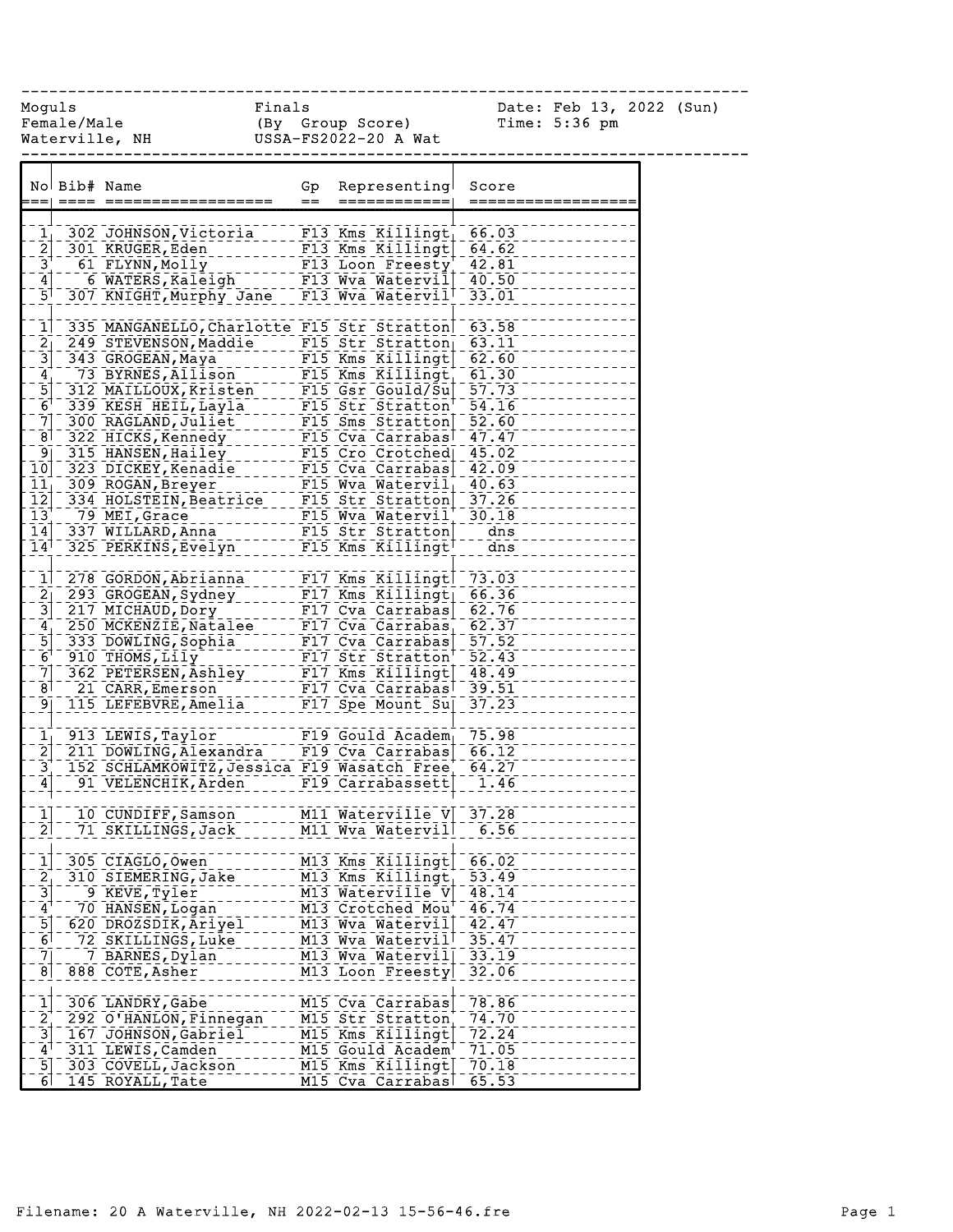Moguls | Finals | Date: Feb 13, 2022 (Sun)
Female/Male | (By Group Score) | Time: 5:36 pm
Waterville, NH | USSA-FS2022-20 A Wat

| No | Bib# | Name | Gp | Representing | Score |
|---|---|---|---|---|---|
| 1 | 302 | JOHNSON,Victoria | F13 | Kms Killingt | 66.03 |
| 2 | 301 | KRUGER,Eden | F13 | Kms Killingt | 64.62 |
| 3 | 61 | FLYNN,Molly | F13 | Loon Freesty | 42.81 |
| 4 | 6 | WATERS,Kaleigh | F13 | Wva Watervil | 40.50 |
| 5 | 307 | KNIGHT,Murphy Jane | F13 | Wva Watervil | 33.01 |
| | | | | | |
| 1 | 335 | MANGANELLO,Charlotte | F15 | Str Stratton | 63.58 |
| 2 | 249 | STEVENSON,Maddie | F15 | Str Stratton | 63.11 |
| 3 | 343 | GROGEAN,Maya | F15 | Kms Killingt | 62.60 |
| 4 | 73 | BYRNES,Allison | F15 | Kms Killingt | 61.30 |
| 5 | 312 | MAILLOUX,Kristen | F15 | Gsr Gould/Su | 57.73 |
| 6 | 339 | KESH HEIL,Layla | F15 | Str Stratton | 54.16 |
| 7 | 300 | RAGLAND,Juliet | F15 | Sms Stratton | 52.60 |
| 8 | 322 | HICKS,Kennedy | F15 | Cva Carrabas | 47.47 |
| 9 | 315 | HANSEN,Hailey | F15 | Cro Crotched | 45.02 |
| 10 | 323 | DICKEY,Kenadie | F15 | Cva Carrabas | 42.09 |
| 11 | 309 | ROGAN,Breyer | F15 | Wva Watervil | 40.63 |
| 12 | 334 | HOLSTEIN,Beatrice | F15 | Str Stratton | 37.26 |
| 13 | 79 | MEI,Grace | F15 | Wva Watervil | 30.18 |
| 14 | 337 | WILLARD,Anna | F15 | Str Stratton | dns |
| 14 | 325 | PERKINS,Evelyn | F15 | Kms Killingt | dns |
| | | | | | |
| 1 | 278 | GORDON,Abrianna | F17 | Kms Killingt | 73.03 |
| 2 | 293 | GROGEAN,Sydney | F17 | Kms Killingt | 66.36 |
| 3 | 217 | MICHAUD,Dory | F17 | Cva Carrabas | 62.76 |
| 4 | 250 | MCKENZIE,Natalee | F17 | Cva Carrabas | 62.37 |
| 5 | 333 | DOWLING,Sophia | F17 | Cva Carrabas | 57.52 |
| 6 | 910 | THOMS,Lily | F17 | Str Stratton | 52.43 |
| 7 | 362 | PETERSEN,Ashley | F17 | Kms Killingt | 48.49 |
| 8 | 21 | CARR,Emerson | F17 | Cva Carrabas | 39.51 |
| 9 | 115 | LEFEBVRE,Amelia | F17 | Spe Mount Su | 37.23 |
| | | | | | |
| 1 | 913 | LEWIS,Taylor | F19 | Gould Academ | 75.98 |
| 2 | 211 | DOWLING,Alexandra | F19 | Cva Carrabas | 66.12 |
| 3 | 152 | SCHLAMKOWITZ,Jessica | F19 | Wasatch Free | 64.27 |
| 4 | 91 | VELENCHIK,Arden | F19 | Carrabassett | 1.46 |
| | | | | | |
| 1 | 10 | CUNDIFF,Samson | M11 | Waterville V | 37.28 |
| 2 | 71 | SKILLINGS,Jack | M11 | Wva Watervil | 6.56 |
| | | | | | |
| 1 | 305 | CIAGLO,Owen | M13 | Kms Killingt | 66.02 |
| 2 | 310 | SIEMERING,Jake | M13 | Kms Killingt | 53.49 |
| 3 | 9 | KEVE,Tyler | M13 | Waterville V | 48.14 |
| 4 | 70 | HANSEN,Logan | M13 | Crotched Mou | 46.74 |
| 5 | 620 | DROZSDIK,Ariyel | M13 | Wva Watervil | 42.47 |
| 6 | 72 | SKILLINGS,Luke | M13 | Wva Watervil | 35.47 |
| 7 | 7 | BARNES,Dylan | M13 | Wva Watervil | 33.19 |
| 8 | 888 | COTE,Asher | M13 | Loon Freesty | 32.06 |
| | | | | | |
| 1 | 306 | LANDRY,Gabe | M15 | Cva Carrabas | 78.86 |
| 2 | 292 | O'HANLON,Finnegan | M15 | Str Stratton | 74.70 |
| 3 | 167 | JOHNSON,Gabriel | M15 | Kms Killingt | 72.24 |
| 4 | 311 | LEWIS,Camden | M15 | Gould Academ | 71.05 |
| 5 | 303 | COVELL,Jackson | M15 | Kms Killingt | 70.18 |
| 6 | 145 | ROYALL,Tate | M15 | Cva Carrabas | 65.53 |

Filename: 20 A Waterville, NH 2022-02-13 15-56-46.fre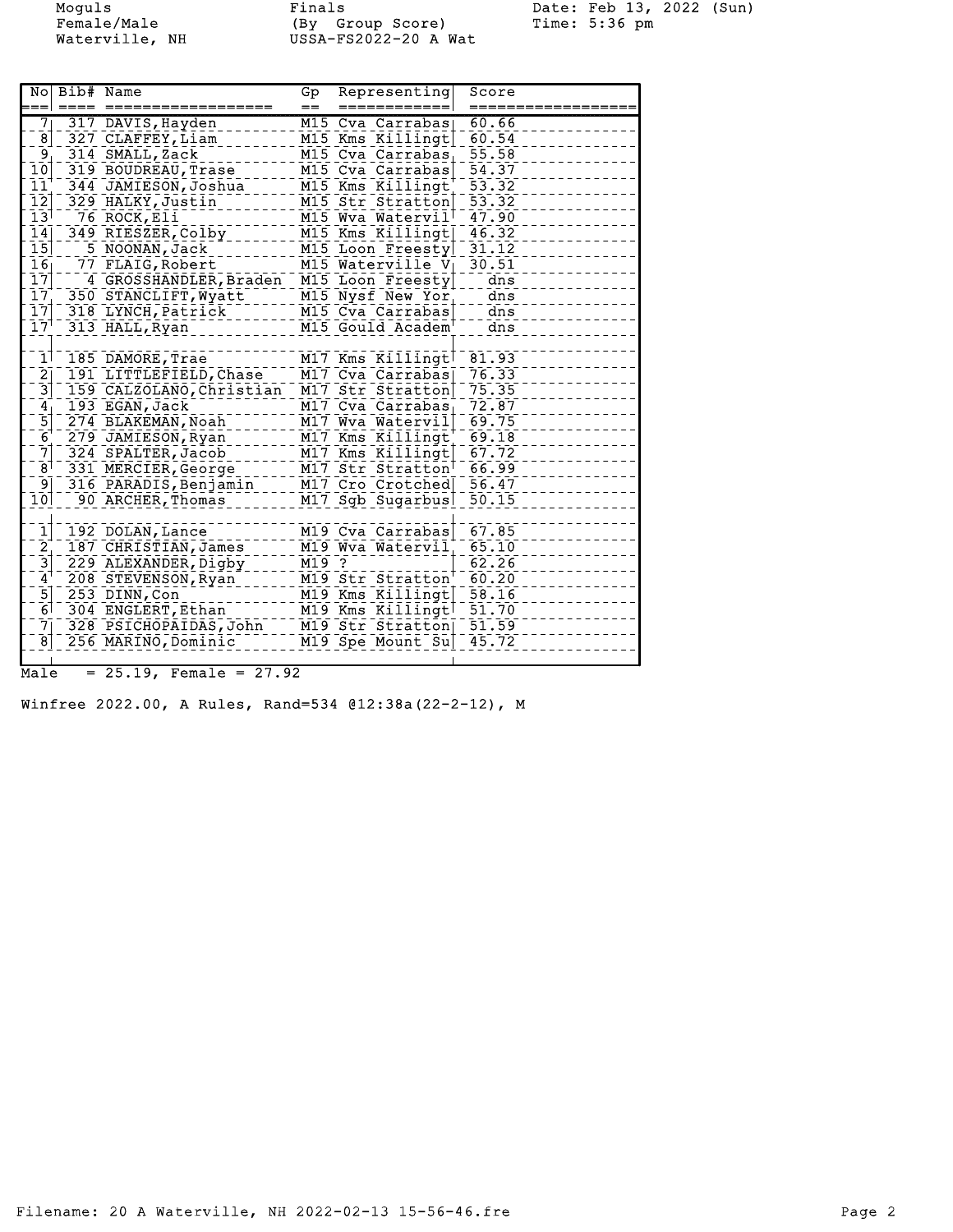Moguls
Female/Male
Waterville, NH

Finals
(By Group Score)
USSA-FS2022-20 A Wat

Date: Feb 13, 2022 (Sun)
Time: 5:36 pm

| No | Bib# | Name | Gp | Representing | Score |
|---|---|---|---|---|---|
| 7 | 317 | DAVIS, Hayden | M15 | Cva Carrabas | 60.66 |
| 8 | 327 | CLAFFEY, Liam | M15 | Kms Killingt | 60.54 |
| 9 | 314 | SMALL, Zack | M15 | Cva Carrabas | 55.58 |
| 10 | 319 | BOUDREAU, Trase | M15 | Cva Carrabas | 54.37 |
| 11 | 344 | JAMIESON, Joshua | M15 | Kms Killingt | 53.32 |
| 12 | 329 | HALKY, Justin | M15 | Str Stratton | 53.32 |
| 13 | 76 | ROCK, Eli | M15 | Wva Watervil | 47.90 |
| 14 | 349 | RIESZER, Colby | M15 | Kms Killingt | 46.32 |
| 15 | 5 | NOONAN, Jack | M15 | Loon Freesty | 31.12 |
| 16 | 77 | FLAIG, Robert | M15 | Waterville V | 30.51 |
| 17 | 4 | GROSSHANDLER, Braden | M15 | Loon Freesty | dns |
| 17 | 350 | STANCLIFT, Wyatt | M15 | Nysf New Yor | dns |
| 17 | 318 | LYNCH, Patrick | M15 | Cva Carrabas | dns |
| 17 | 313 | HALL, Ryan | M15 | Gould Academ | dns |
| | | | | | |
| 1 | 185 | DAMORE, Trae | M17 | Kms Killingt | 81.93 |
| 2 | 191 | LITTLEFIELD, Chase | M17 | Cva Carrabas | 76.33 |
| 3 | 159 | CALZOLANO, Christian | M17 | Str Stratton | 75.35 |
| 4 | 193 | EGAN, Jack | M17 | Cva Carrabas | 72.87 |
| 5 | 274 | BLAKEMAN, Noah | M17 | Wva Watervil | 69.75 |
| 6 | 279 | JAMIESON, Ryan | M17 | Kms Killingt | 69.18 |
| 7 | 324 | SPALTER, Jacob | M17 | Kms Killingt | 67.72 |
| 8 | 331 | MERCIER, George | M17 | Str Stratton | 66.99 |
| 9 | 316 | PARADIS, Benjamin | M17 | Cro Crotched | 56.47 |
| 10 | 90 | ARCHER, Thomas | M17 | Sgb Sugarbus | 50.15 |
| | | | | | |
| 1 | 192 | DOLAN, Lance | M19 | Cva Carrabas | 67.85 |
| 2 | 187 | CHRISTIAN, James | M19 | Wva Watervil | 65.10 |
| 3 | 229 | ALEXANDER, Digby | M19 | ? | 62.26 |
| 4 | 208 | STEVENSON, Ryan | M19 | Str Stratton | 60.20 |
| 5 | 253 | DINN, Con | M19 | Kms Killingt | 58.16 |
| 6 | 304 | ENGLERT, Ethan | M19 | Kms Killingt | 51.70 |
| 7 | 328 | PSICHOPAIDAS, John | M19 | Str Stratton | 51.59 |
| 8 | 256 | MARINO, Dominic | M19 | Spe Mount Su | 45.72 |

Male = 25.19, Female = 27.92

Winfree 2022.00, A Rules, Rand=534 @12:38a(22-2-12), M

Filename: 20 A Waterville, NH 2022-02-13 15-56-46.fre